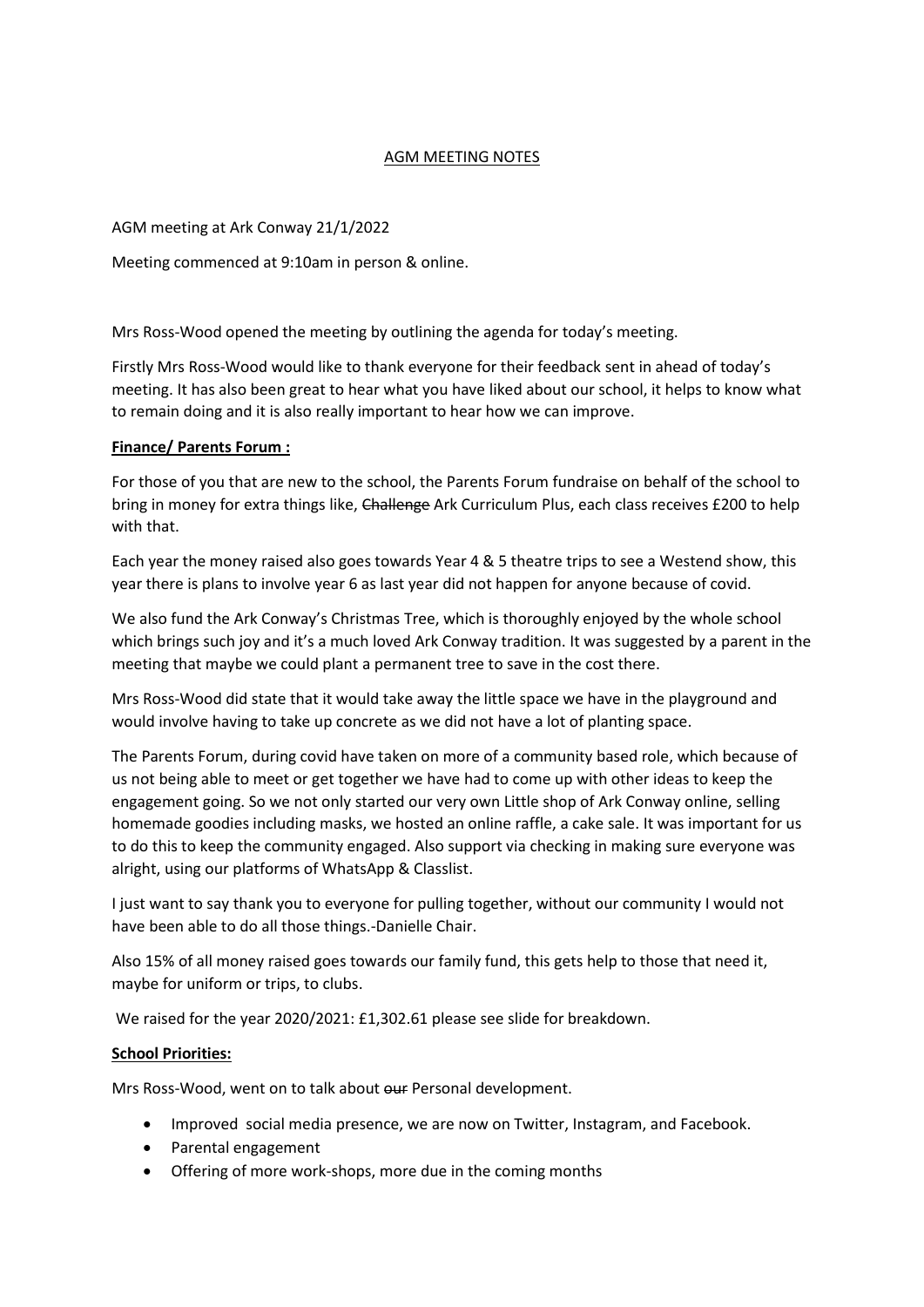<u>AGM MEETING NOTES</u>

AGM meeting at Ark Conway 21/1/2022

Meeting commenced at 9:10am in person & online.

Mrs Ross-Wood opened the meeting by outlining the agenda for today's meeting.

Firstly Mrs Ross-Wood would like to thank everyone for their feedback sent in ahead of today's meeting. It has also been great to hear what you have liked about our school, it helps to know what to remain doing and it is also really important to hear how we can improve.

**<u>Finance/ Parents Forum :</u>**

For those of you that are new to the school, the Parents Forum fundraise on behalf of the school to bring in money for extra things like, ~~Challenge~~ Ark Curriculum Plus, each class receives £200 to help with that.

Each year the money raised also goes towards Year 4 & 5 theatre trips to see a Westend show, this year there is plans to involve year 6 as last year did not happen for anyone because of covid.

We also fund the Ark Conway's Christmas Tree, which is thoroughly enjoyed by the whole school which brings such joy and it's a much loved Ark Conway tradition. It was suggested by a parent in the meeting that maybe we could plant a permanent tree to save in the cost there.

Mrs Ross-Wood did state that it would take away the little space we have in the playground and would involve having to take up concrete as we did not have a lot of planting space.

The Parents Forum, during covid have taken on more of a community based role, which because of us not being able to meet or get together we have had to come up with other ideas to keep the engagement going. So we not only started our very own Little shop of Ark Conway online, selling homemade goodies including masks, we hosted an online raffle, a cake sale. It was important for us to do this to keep the community engaged. Also support via checking in making sure everyone was alright, using our platforms of WhatsApp & Classlist.

I just want to say thank you to everyone for pulling together, without our community I would not have been able to do all those things.-Danielle Chair.

Also 15% of all money raised goes towards our family fund, this gets help to those that need it, maybe for uniform or trips, to clubs.

We raised for the year 2020/2021: £1,302.61 please see slide for breakdown.

**<u>School Priorities:</u>**

Mrs Ross-Wood, went on to talk about ~~our~~ Personal development.

- Improved social media presence, we are now on Twitter, Instagram, and Facebook.
- Parental engagement
- Offering of more work-shops, more due in the coming months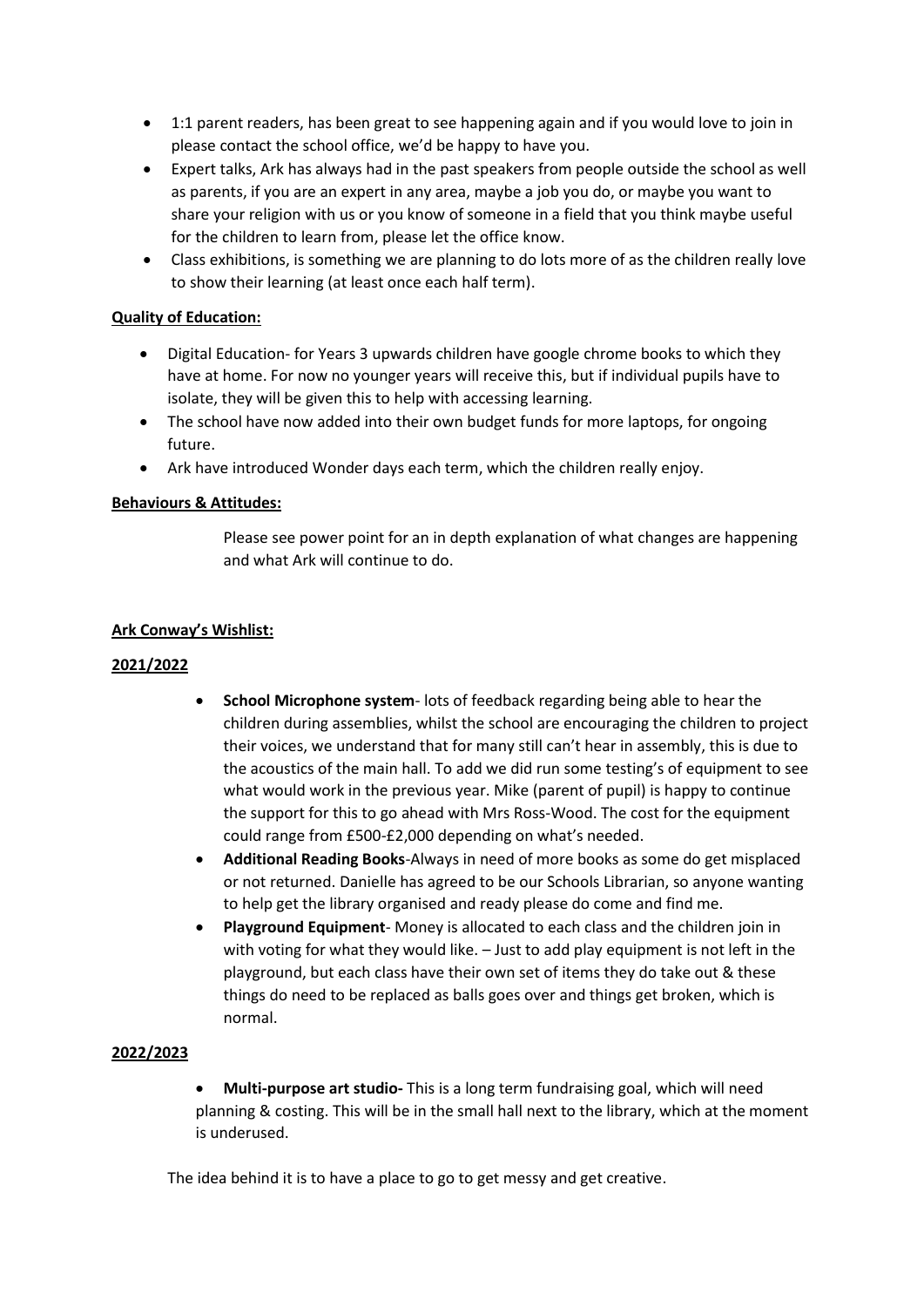- 1:1 parent readers, has been great to see happening again and if you would love to join in please contact the school office, we'd be happy to have you.
- Expert talks, Ark has always had in the past speakers from people outside the school as well as parents, if you are an expert in any area, maybe a job you do, or maybe you want to share your religion with us or you know of someone in a field that you think maybe useful for the children to learn from, please let the office know.
- Class exhibitions, is something we are planning to do lots more of as the children really love to show their learning (at least once each half term).

**Quality of Education:**

- Digital Education- for Years 3 upwards children have google chrome books to which they have at home. For now no younger years will receive this, but if individual pupils have to isolate, they will be given this to help with accessing learning.
- The school have now added into their own budget funds for more laptops, for ongoing future.
- Ark have introduced Wonder days each term, which the children really enjoy.

**Behaviours & Attitudes:**

Please see power point for an in depth explanation of what changes are happening and what Ark will continue to do.

**Ark Conway's Wishlist:**

**2021/2022**

- **School Microphone system**- lots of feedback regarding being able to hear the children during assemblies, whilst the school are encouraging the children to project their voices, we understand that for many still can't hear in assembly, this is due to the acoustics of the main hall. To add we did run some testing's of equipment to see what would work in the previous year. Mike (parent of pupil) is happy to continue the support for this to go ahead with Mrs Ross-Wood. The cost for the equipment could range from £500-£2,000 depending on what's needed.
- **Additional Reading Books**-Always in need of more books as some do get misplaced or not returned. Danielle has agreed to be our Schools Librarian, so anyone wanting to help get the library organised and ready please do come and find me.
- **Playground Equipment**- Money is allocated to each class and the children join in with voting for what they would like. – Just to add play equipment is not left in the playground, but each class have their own set of items they do take out & these things do need to be replaced as balls goes over and things get broken, which is normal.

**2022/2023**

- **Multi-purpose art studio-** This is a long term fundraising goal, which will need planning & costing. This will be in the small hall next to the library, which at the moment is underused.

The idea behind it is to have a place to go to get messy and get creative.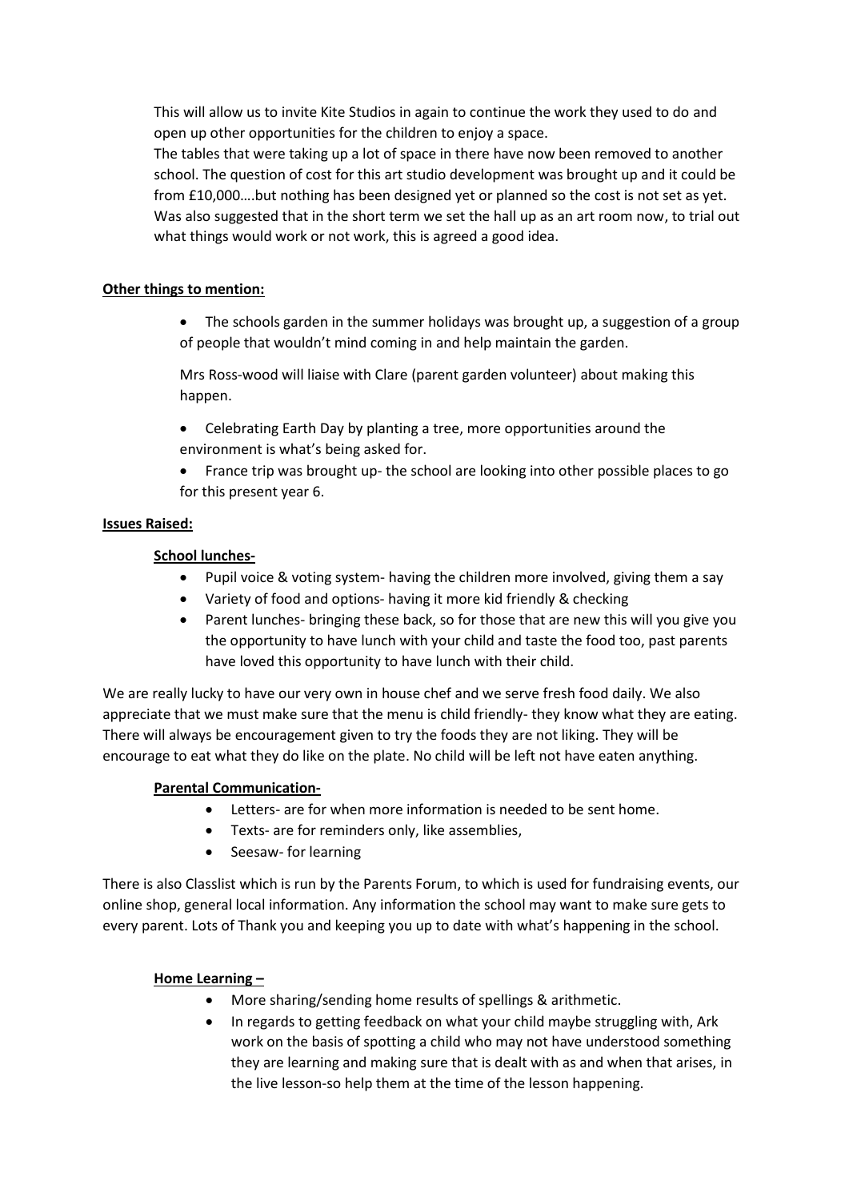This will allow us to invite Kite Studios in again to continue the work they used to do and open up other opportunities for the children to enjoy a space.
The tables that were taking up a lot of space in there have now been removed to another school. The question of cost for this art studio development was brought up and it could be from £10,000….but nothing has been designed yet or planned so the cost is not set as yet. Was also suggested that in the short term we set the hall up as an art room now, to trial out what things would work or not work, this is agreed a good idea.

**Other things to mention:**

- The schools garden in the summer holidays was brought up, a suggestion of a group of people that wouldn't mind coming in and help maintain the garden.

  Mrs Ross-wood will liaise with Clare (parent garden volunteer) about making this happen.

- Celebrating Earth Day by planting a tree, more opportunities around the environment is what's being asked for.
- France trip was brought up- the school are looking into other possible places to go for this present year 6.

**Issues Raised:**

**School lunches-**

- Pupil voice & voting system- having the children more involved, giving them a say
- Variety of food and options- having it more kid friendly & checking
- Parent lunches- bringing these back, so for those that are new this will you give you the opportunity to have lunch with your child and taste the food too, past parents have loved this opportunity to have lunch with their child.

We are really lucky to have our very own in house chef and we serve fresh food daily. We also appreciate that we must make sure that the menu is child friendly- they know what they are eating. There will always be encouragement given to try the foods they are not liking. They will be encourage to eat what they do like on the plate. No child will be left not have eaten anything.

**Parental Communication-**

- Letters- are for when more information is needed to be sent home.
- Texts- are for reminders only, like assemblies,
- Seesaw- for learning

There is also Classlist which is run by the Parents Forum, to which is used for fundraising events, our online shop, general local information. Any information the school may want to make sure gets to every parent. Lots of Thank you and keeping you up to date with what's happening in the school.

**Home Learning –**

- More sharing/sending home results of spellings & arithmetic.
- In regards to getting feedback on what your child maybe struggling with, Ark work on the basis of spotting a child who may not have understood something they are learning and making sure that is dealt with as and when that arises, in the live lesson-so help them at the time of the lesson happening.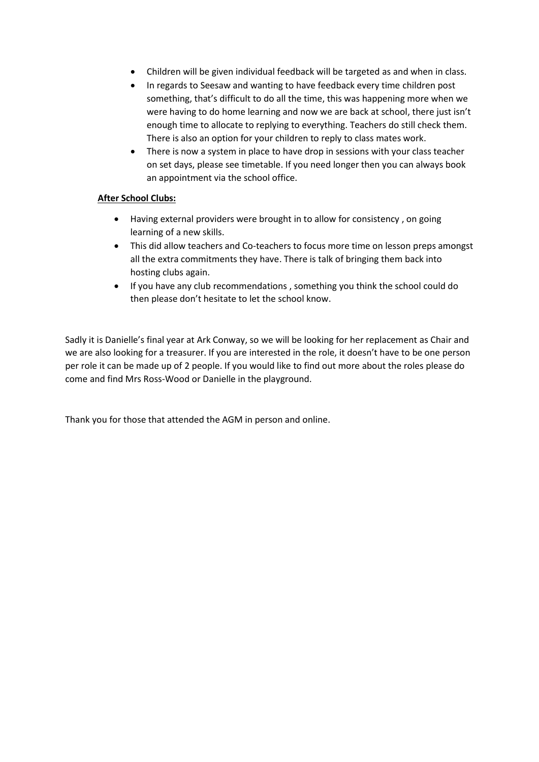- Children will be given individual feedback will be targeted as and when in class.
- In regards to Seesaw and wanting to have feedback every time children post something, that's difficult to do all the time, this was happening more when we were having to do home learning and now we are back at school, there just isn't enough time to allocate to replying to everything. Teachers do still check them. There is also an option for your children to reply to class mates work.
- There is now a system in place to have drop in sessions with your class teacher on set days, please see timetable. If you need longer then you can always book an appointment via the school office.

**After School Clubs:**

- Having external providers were brought in to allow for consistency , on going learning of a new skills.
- This did allow teachers and Co-teachers to focus more time on lesson preps amongst all the extra commitments they have. There is talk of bringing them back into hosting clubs again.
- If you have any club recommendations , something you think the school could do then please don't hesitate to let the school know.

Sadly it is Danielle's final year at Ark Conway, so we will be looking for her replacement as Chair and we are also looking for a treasurer. If you are interested in the role, it doesn't have to be one person per role it can be made up of 2 people. If you would like to find out more about the roles please do come and find Mrs Ross-Wood or Danielle in the playground.

Thank you for those that attended the AGM in person and online.